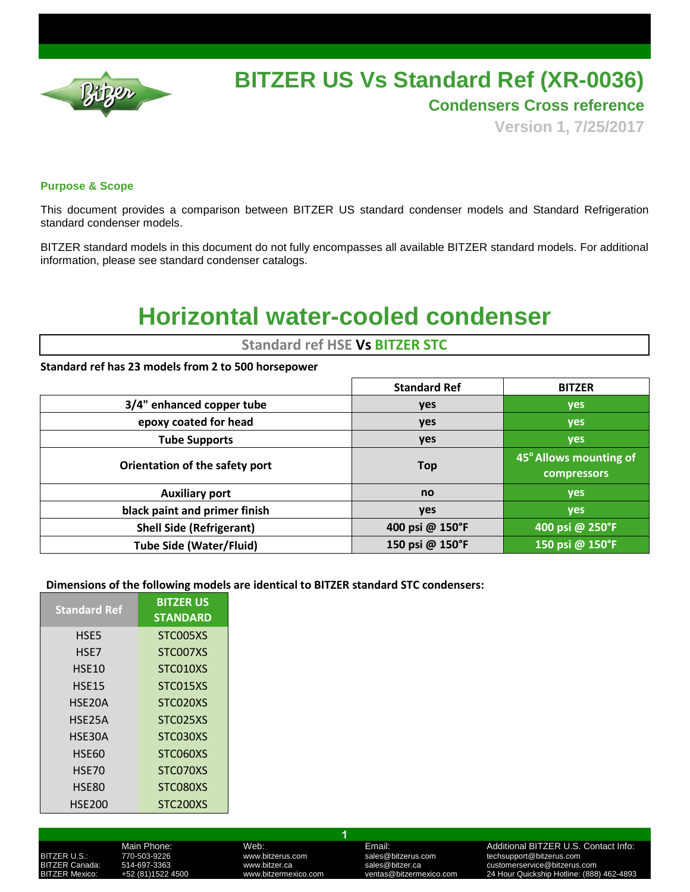# BITZER US Vs Standard Ref (XR-0036)

## Condensers Cross reference

**Version 1, 7/25/2017**

### Purpose & Scope

This document provides a comparison between BITZER US standard condenser models and Standard Refrigeration standard condenser models.

BITZER standard models in this document do not fully encompasses all available BITZER standard models. For additional information, please see standard condenser catalogs.

# Horizontal water-cooled condenser

## Standard ref HSE Vs BITZER STC

**Standard ref has 23 models from 2 to 500 horsepower**

| | Standard Ref | BITZER |
|---|---|---|
| 3/4" enhanced copper tube | yes | yes |
| epoxy coated for head | yes | yes |
| Tube Supports | yes | yes |
| Orientation of the safety port | Top | 45° Allows mounting of compressors |
| Auxiliary port | no | yes |
| black paint and primer finish | yes | yes |
| Shell Side (Refrigerant) | 400 psi @ 150°F | 400 psi @ 250°F |
| Tube Side (Water/Fluid) | 150 psi @ 150°F | 150 psi @ 150°F |

**Dimensions of the following models are identical to BITZER standard STC condensers:**

| Standard Ref | BITZER US STANDARD |
|---|---|
| HSE5 | STC005XS |
| HSE7 | STC007XS |
| HSE10 | STC010XS |
| HSE15 | STC015XS |
| HSE20A | STC020XS |
| HSE25A | STC025XS |
| HSE30A | STC030XS |
| HSE60 | STC060XS |
| HSE70 | STC070XS |
| HSE80 | STC080XS |
| HSE200 | STC200XS |

| | Main Phone: | Web: | Email: | Additional BITZER U.S. Contact Info: |
|---|---|---|---|---|
| BITZER U.S.: | 770-503-9226 | www.bitzerus.com | sales@bitzerus.com | techsupport@bitzerus.com |
| BITZER Canada: | 514-697-3363 | www.bitzer.ca | sales@bitzer.ca | customerservice@bitzerus.com |
| BITZER Mexico: | +52 (81)1522 4500 | www.bitzermexico.com | ventas@bitzermexico.com | 24 Hour Quickship Hotline: (888) 462-4893 |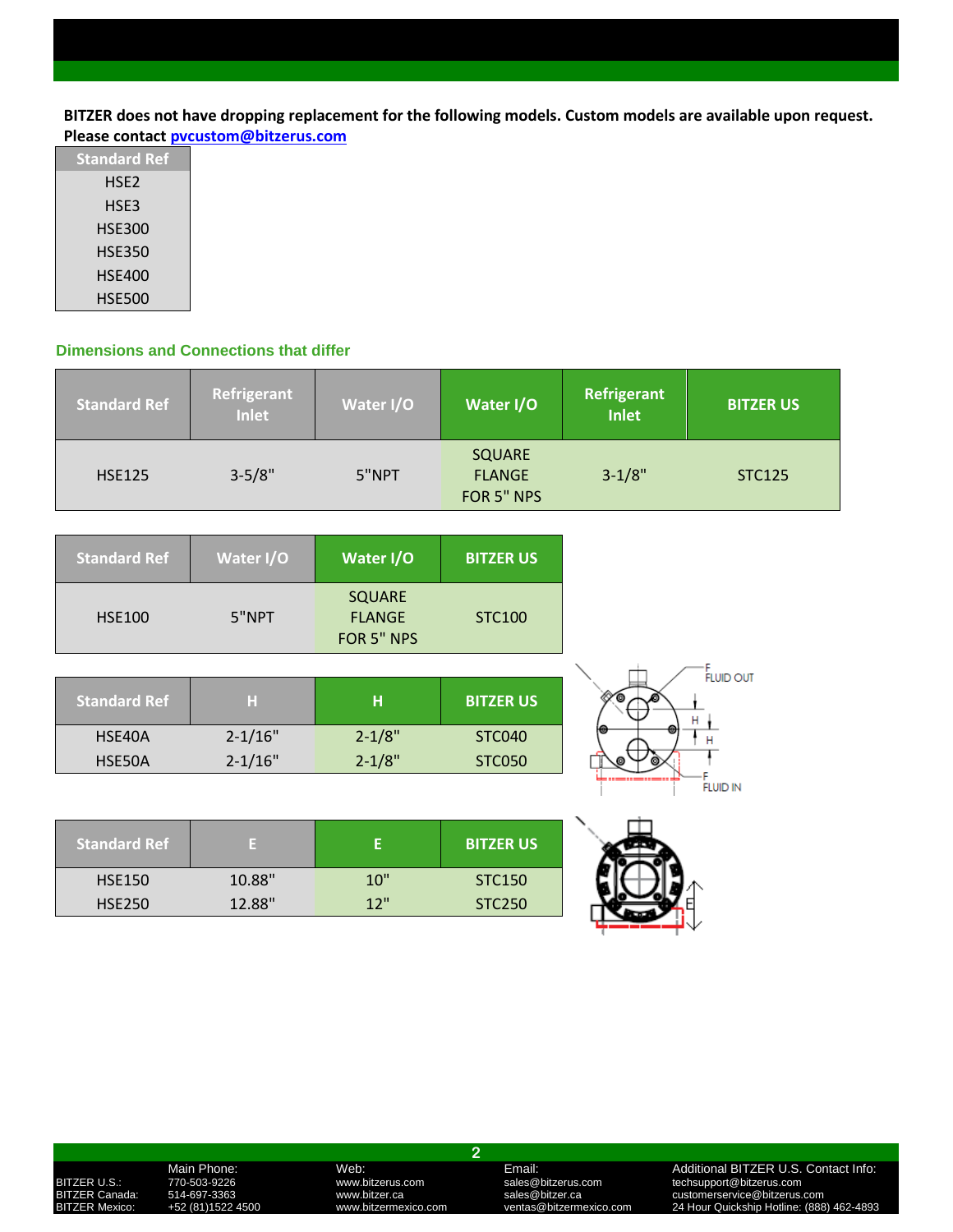**BITZER does not have dropping replacement for the following models. Custom models are available upon request. Please contact [pvcustom@bitzerus.com](mailto:pvcustom@bitzerus.com)**

| Standard Ref |
|---|
| HSE2 |
| HSE3 |
| HSE300 |
| HSE350 |
| HSE400 |
| HSE500 |

## Dimensions and Connections that differ

| Standard Ref | Refrigerant Inlet | Water I/O | Water I/O | Refrigerant Inlet | BITZER US |
|---|---|---|---|---|---|
| HSE125 | 3-5/8" | 5"NPT | SQUARE FLANGE FOR 5" NPS | 3-1/8" | STC125 |

| Standard Ref | Water I/O | Water I/O | BITZER US |
|---|---|---|---|
| HSE100 | 5"NPT | SQUARE FLANGE FOR 5" NPS | STC100 |

| Standard Ref | H | H | BITZER US |
|---|---|---|---|
| HSE40A | 2-1/16" | 2-1/8" | STC040 |
| HSE50A | 2-1/16" | 2-1/8" | STC050 |

| Standard Ref | E | E | BITZER US |
|---|---|---|---|
| HSE150 | 10.88" | 10" | STC150 |
| HSE250 | 12.88" | 12" | STC250 |

| | Main Phone: | Web: | Email: | Additional BITZER U.S. Contact Info: |
|---|---|---|---|---|
| BITZER U.S.: | 770-503-9226 | www.bitzerus.com | sales@bitzerus.com | techsupport@bitzerus.com |
| BITZER Canada: | 514-697-3363 | www.bitzer.ca | sales@bitzer.ca | customerservice@bitzerus.com |
| BITZER Mexico: | +52 (81)1522 4500 | www.bitzermexico.com | ventas@bitzermexico.com | 24 Hour Quickship Hotline: (888) 462-4893 |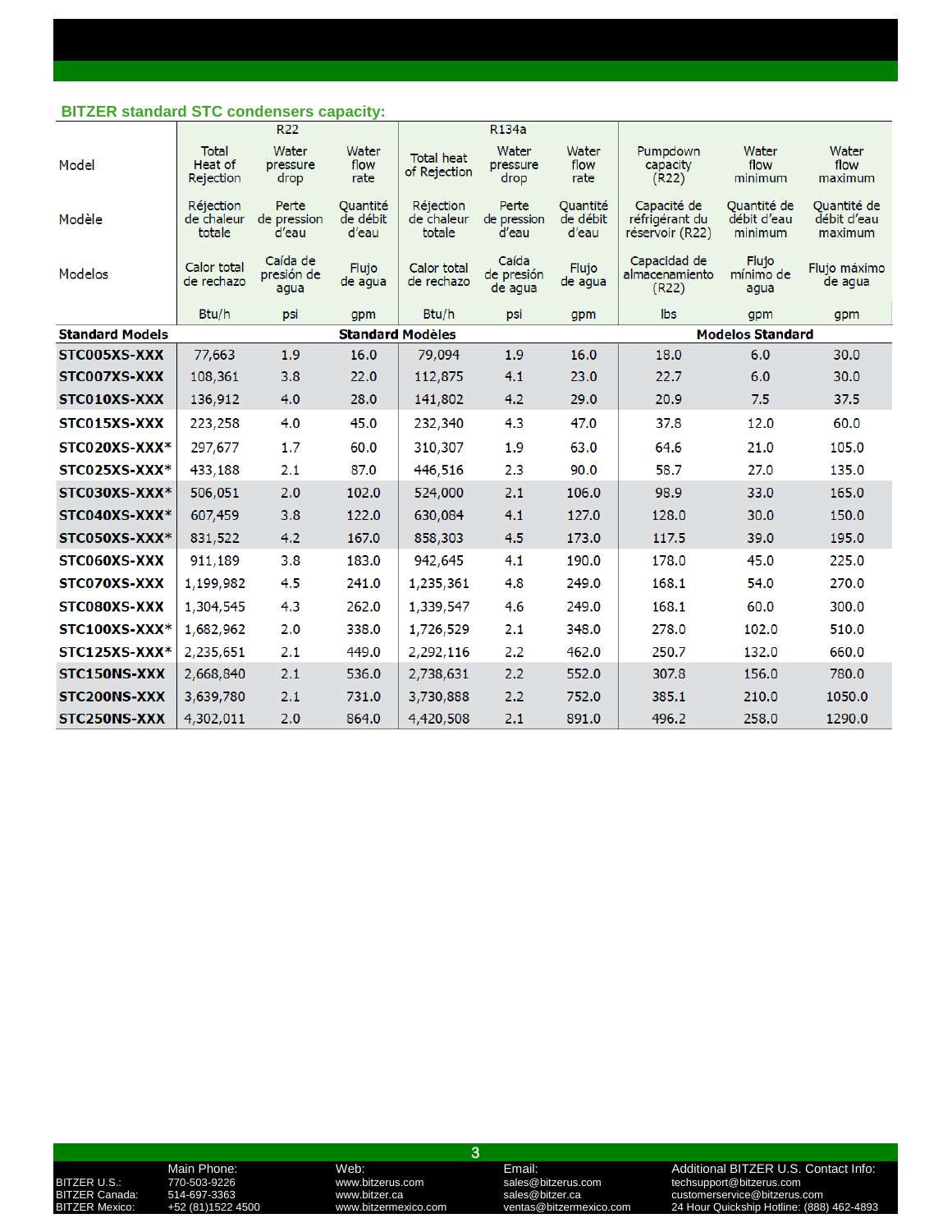## BITZER standard STC condensers capacity:

| Model / Modèle / Modelos | R22 | | | R134a | | | | | |
|---|---|---|---|---|---|---|---|---|---|
| | Total Heat of Rejection / Réjection de chaleur totale / Calor total de rechazo | Water pressure drop / Perte de pression d'eau / Caída de presión de agua | Water flow rate / Quantité de débit d'eau / Flujo de agua | Total heat of Rejection / Réjection de chaleur totale / Calor total de rechazo | Water pressure drop / Perte de pression d'eau / Caída de presión de agua | Water flow rate / Quantité de débit d'eau / Flujo de agua | Pumpdown capacity (R22) / Capacité de réfrigérant du réservoir (R22) / Capacidad de almacenamiento (R22) | Water flow minimum / Quantité de débit d'eau minimum / Flujo mínimo de agua | Water flow maximum / Quantité de débit d'eau maximum / Flujo máximo de agua |
| | Btu/h | psi | gpm | Btu/h | psi | gpm | lbs | gpm | gpm |
| **Standard Models / Standard Modèles / Modelos Standard** | | | | | | | | | |
| **STC005XS-XXX** | 77,663 | 1.9 | 16.0 | 79,094 | 1.9 | 16.0 | 18.0 | 6.0 | 30.0 |
| **STC007XS-XXX** | 108,361 | 3.8 | 22.0 | 112,875 | 4.1 | 23.0 | 22.7 | 6.0 | 30.0 |
| **STC010XS-XXX** | 136,912 | 4.0 | 28.0 | 141,802 | 4.2 | 29.0 | 20.9 | 7.5 | 37.5 |
| **STC015XS-XXX** | 223,258 | 4.0 | 45.0 | 232,340 | 4.3 | 47.0 | 37.8 | 12.0 | 60.0 |
| **STC020XS-XXX*** | 297,677 | 1.7 | 60.0 | 310,307 | 1.9 | 63.0 | 64.6 | 21.0 | 105.0 |
| **STC025XS-XXX*** | 433,188 | 2.1 | 87.0 | 446,516 | 2.3 | 90.0 | 58.7 | 27.0 | 135.0 |
| **STC030XS-XXX*** | 506,051 | 2.0 | 102.0 | 524,000 | 2.1 | 106.0 | 98.9 | 33.0 | 165.0 |
| **STC040XS-XXX*** | 607,459 | 3.8 | 122.0 | 630,084 | 4.1 | 127.0 | 128.0 | 30.0 | 150.0 |
| **STC050XS-XXX*** | 831,522 | 4.2 | 167.0 | 858,303 | 4.5 | 173.0 | 117.5 | 39.0 | 195.0 |
| **STC060XS-XXX** | 911,189 | 3.8 | 183.0 | 942,645 | 4.1 | 190.0 | 178.0 | 45.0 | 225.0 |
| **STC070XS-XXX** | 1,199,982 | 4.5 | 241.0 | 1,235,361 | 4.8 | 249.0 | 168.1 | 54.0 | 270.0 |
| **STC080XS-XXX** | 1,304,545 | 4.3 | 262.0 | 1,339,547 | 4.6 | 249.0 | 168.1 | 60.0 | 300.0 |
| **STC100XS-XXX*** | 1,682,962 | 2.0 | 338.0 | 1,726,529 | 2.1 | 348.0 | 278.0 | 102.0 | 510.0 |
| **STC125XS-XXX*** | 2,235,651 | 2.1 | 449.0 | 2,292,116 | 2.2 | 462.0 | 250.7 | 132.0 | 660.0 |
| **STC150NS-XXX** | 2,668,840 | 2.1 | 536.0 | 2,738,631 | 2.2 | 552.0 | 307.8 | 156.0 | 780.0 |
| **STC200NS-XXX** | 3,639,780 | 2.1 | 731.0 | 3,730,888 | 2.2 | 752.0 | 385.1 | 210.0 | 1050.0 |
| **STC250NS-XXX** | 4,302,011 | 2.0 | 864.0 | 4,420,508 | 2.1 | 891.0 | 496.2 | 258.0 | 1290.0 |

| | Main Phone: | Web: | Email: | Additional BITZER U.S. Contact Info: |
|---|---|---|---|---|
| BITZER U.S.: | 770-503-9226 | www.bitzerus.com | sales@bitzerus.com | techsupport@bitzerus.com |
| BITZER Canada: | 514-697-3363 | www.bitzer.ca | sales@bitzer.ca | customerservice@bitzerus.com |
| BITZER Mexico: | +52 (81)1522 4500 | www.bitzermexico.com | ventas@bitzermexico.com | 24 Hour Quickship Hotline: (888) 462-4893 |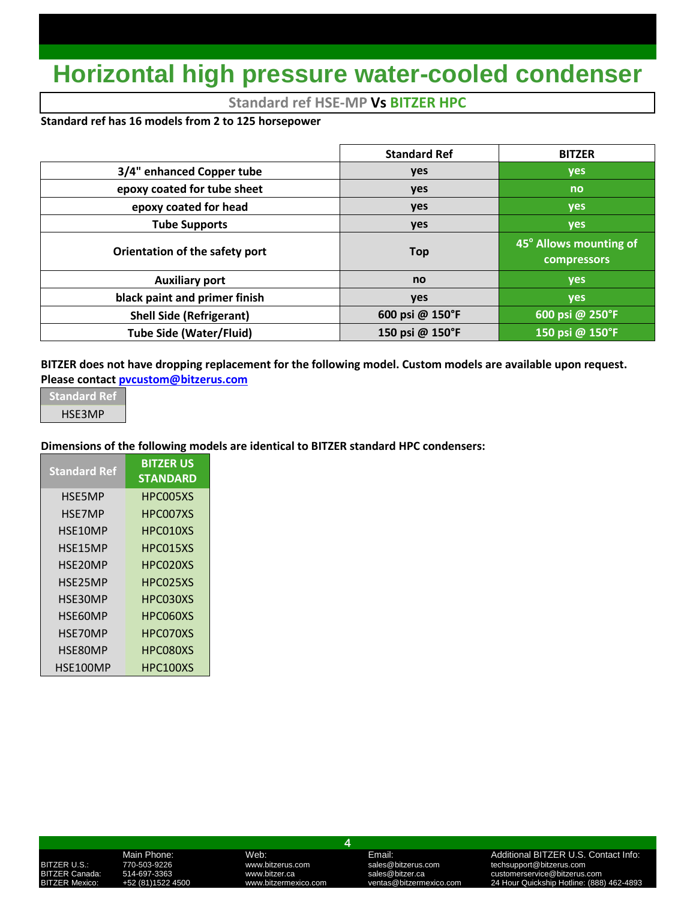# Horizontal high pressure water-cooled condenser

## Standard ref HSE-MP Vs BITZER HPC

**Standard ref has 16 models from 2 to 125 horsepower**

| | Standard Ref | BITZER |
|---|---|---|
| 3/4" enhanced Copper tube | yes | yes |
| epoxy coated for tube sheet | yes | no |
| epoxy coated for head | yes | yes |
| Tube Supports | yes | yes |
| Orientation of the safety port | Top | 45° Allows mounting of compressors |
| Auxiliary port | no | yes |
| black paint and primer finish | yes | yes |
| Shell Side (Refrigerant) | 600 psi @ 150°F | 600 psi @ 250°F |
| Tube Side (Water/Fluid) | 150 psi @ 150°F | 150 psi @ 150°F |

**BITZER does not have dropping replacement for the following model. Custom models are available upon request. Please contact [pvcustom@bitzerus.com](mailto:pvcustom@bitzerus.com)**

| Standard Ref |
|---|
| HSE3MP |

**Dimensions of the following models are identical to BITZER standard HPC condensers:**

| Standard Ref | BITZER US STANDARD |
|---|---|
| HSE5MP | HPC005XS |
| HSE7MP | HPC007XS |
| HSE10MP | HPC010XS |
| HSE15MP | HPC015XS |
| HSE20MP | HPC020XS |
| HSE25MP | HPC025XS |
| HSE30MP | HPC030XS |
| HSE60MP | HPC060XS |
| HSE70MP | HPC070XS |
| HSE80MP | HPC080XS |
| HSE100MP | HPC100XS |

| | Main Phone: | Web: | Email: | Additional BITZER U.S. Contact Info: |
|---|---|---|---|---|
| BITZER U.S.: | 770-503-9226 | www.bitzerus.com | sales@bitzerus.com | techsupport@bitzerus.com |
| BITZER Canada: | 514-697-3363 | www.bitzer.ca | sales@bitzer.ca | customerservice@bitzerus.com |
| BITZER Mexico: | +52 (81)1522 4500 | www.bitzermexico.com | ventas@bitzermexico.com | 24 Hour Quickship Hotline: (888) 462-4893 |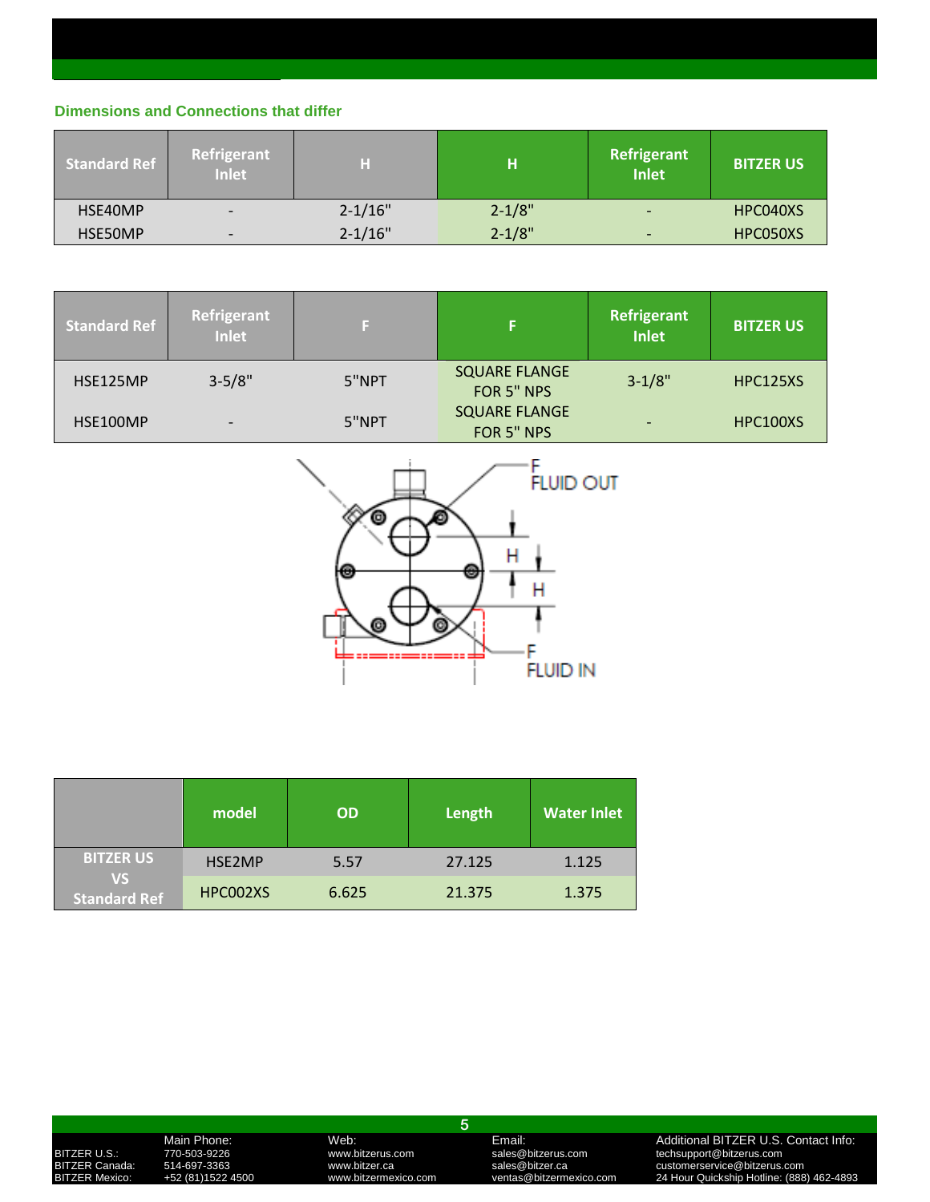### Dimensions and Connections that differ

| Standard Ref | Refrigerant Inlet | H | H | Refrigerant Inlet | BITZER US |
|---|---|---|---|---|---|
| HSE40MP | - | 2-1/16" | 2-1/8" | - | HPC040XS |
| HSE50MP | - | 2-1/16" | 2-1/8" | - | HPC050XS |

| Standard Ref | Refrigerant Inlet | F | F | Refrigerant Inlet | BITZER US |
|---|---|---|---|---|---|
| HSE125MP | 3-5/8" | 5"NPT | SQUARE FLANGE FOR 5" NPS | 3-1/8" | HPC125XS |
| HSE100MP | - | 5"NPT | SQUARE FLANGE FOR 5" NPS | - | HPC100XS |

F FLUID OUT

H

H

F FLUID IN

| | model | OD | Length | Water Inlet |
|---|---|---|---|---|
| BITZER US VS Standard Ref | HSE2MP | 5.57 | 27.125 | 1.125 |
| | HPC002XS | 6.625 | 21.375 | 1.375 |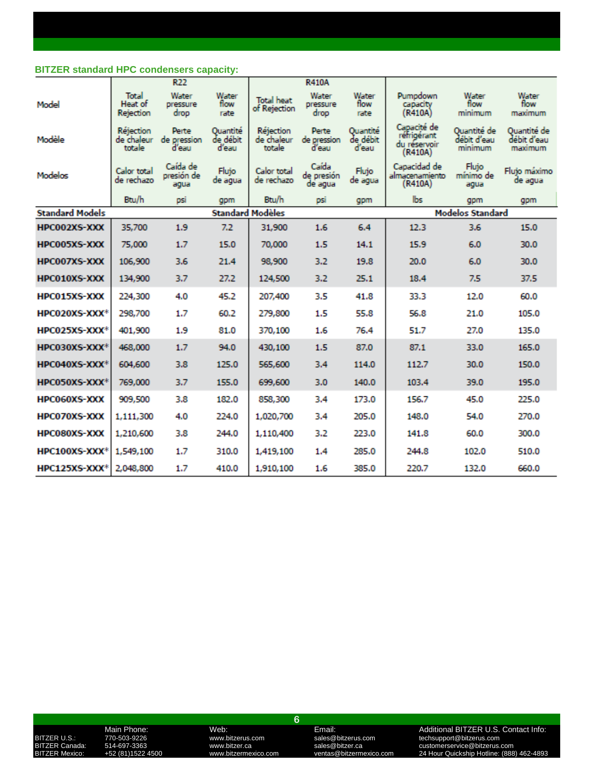## BITZER standard HPC condensers capacity:

| Model | R22 | | | R410A | | | | | |
|---|---|---|---|---|---|---|---|---|---|
| Model | Total Heat of Rejection | Water pressure drop | Water flow rate | Total heat of Rejection | Water pressure drop | Water flow rate | Pumpdown capacity (R410A) | Water flow minimum | Water flow maximum |
| Modèle | Réjection de chaleur totale | Perte de pression d'eau | Quantité de débit d'eau | Réjection de chaleur totale | Perte de pression d'eau | Quantité de débit d'eau | Capacité de réfrigérant du réservoir (R410A) | Quantité de débit d'eau minimum | Quantité de débit d'eau maximum |
| Modelos | Calor total de rechazo | Caída de presión de agua | Flujo de agua | Calor total de rechazo | Caída de presión de agua | Flujo de agua | Capacidad de almacenamiento (R410A) | Flujo mínimo de agua | Flujo máximo de agua |
| | Btu/h | psi | gpm | Btu/h | psi | gpm | lbs | gpm | gpm |
| **Standard Models** | | | Standard Modèles | | | | Modelos Standard | | |
| **HPC002XS-XXX** | 35,700 | 1.9 | 7.2 | 31,900 | 1.6 | 6.4 | 12.3 | 3.6 | 15.0 |
| **HPC005XS-XXX** | 75,000 | 1.7 | 15.0 | 70,000 | 1.5 | 14.1 | 15.9 | 6.0 | 30.0 |
| **HPC007XS-XXX** | 106,900 | 3.6 | 21.4 | 98,900 | 3.2 | 19.8 | 20.0 | 6.0 | 30.0 |
| **HPC010XS-XXX** | 134,900 | 3.7 | 27.2 | 124,500 | 3.2 | 25.1 | 18.4 | 7.5 | 37.5 |
| **HPC015XS-XXX** | 224,300 | 4.0 | 45.2 | 207,400 | 3.5 | 41.8 | 33.3 | 12.0 | 60.0 |
| **HPC020XS-XXX*** | 298,700 | 1.7 | 60.2 | 279,800 | 1.5 | 55.8 | 56.8 | 21.0 | 105.0 |
| **HPC025XS-XXX*** | 401,900 | 1.9 | 81.0 | 370,100 | 1.6 | 76.4 | 51.7 | 27.0 | 135.0 |
| **HPC030XS-XXX*** | 468,000 | 1.7 | 94.0 | 430,100 | 1.5 | 87.0 | 87.1 | 33.0 | 165.0 |
| **HPC040XS-XXX*** | 604,600 | 3.8 | 125.0 | 565,600 | 3.4 | 114.0 | 112.7 | 30.0 | 150.0 |
| **HPC050XS-XXX*** | 769,000 | 3.7 | 155.0 | 699,600 | 3.0 | 140.0 | 103.4 | 39.0 | 195.0 |
| **HPC060XS-XXX** | 909,500 | 3.8 | 182.0 | 858,300 | 3.4 | 173.0 | 156.7 | 45.0 | 225.0 |
| **HPC070XS-XXX** | 1,111,300 | 4.0 | 224.0 | 1,020,700 | 3.4 | 205.0 | 148.0 | 54.0 | 270.0 |
| **HPC080XS-XXX** | 1,210,600 | 3.8 | 244.0 | 1,110,400 | 3.2 | 223.0 | 141.8 | 60.0 | 300.0 |
| **HPC100XS-XXX*** | 1,549,100 | 1.7 | 310.0 | 1,419,100 | 1.4 | 285.0 | 244.8 | 102.0 | 510.0 |
| **HPC125XS-XXX*** | 2,048,800 | 1.7 | 410.0 | 1,910,100 | 1.6 | 385.0 | 220.7 | 132.0 | 660.0 |

| | Main Phone: | Web: | Email: | Additional BITZER U.S. Contact Info: |
|---|---|---|---|---|
| BITZER U.S.: | 770-503-9226 | www.bitzerus.com | sales@bitzerus.com | techsupport@bitzerus.com |
| BITZER Canada: | 514-697-3363 | www.bitzer.ca | sales@bitzer.ca | customerservice@bitzerus.com |
| BITZER Mexico: | +52 (81)1522 4500 | www.bitzermexico.com | ventas@bitzermexico.com | 24 Hour Quickship Hotline: (888) 462-4893 |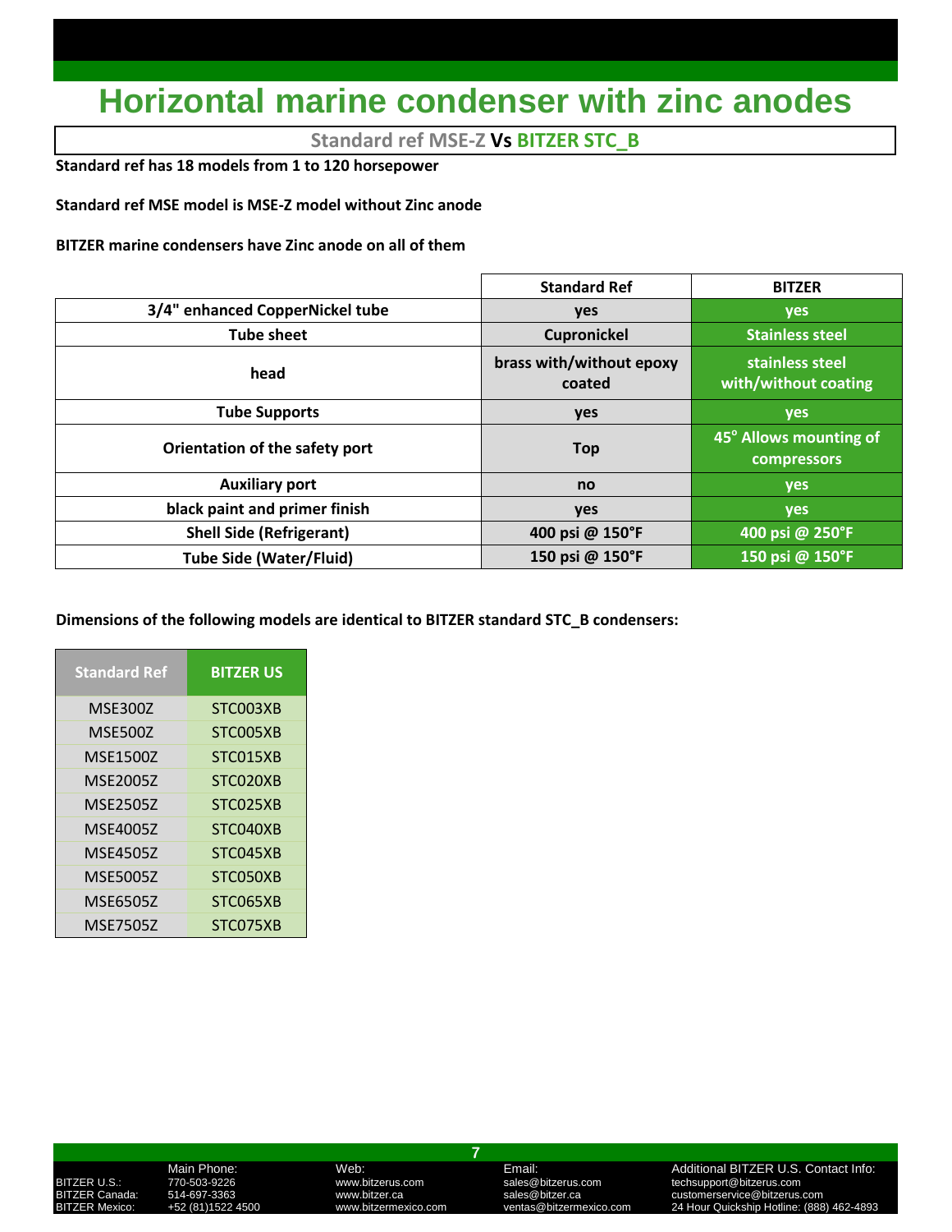# Horizontal marine condenser with zinc anodes

**Standard ref MSE-Z Vs BITZER STC_B**

**Standard ref has 18 models from 1 to 120 horsepower**

**Standard ref MSE model is MSE-Z model without Zinc anode**

**BITZER marine condensers have Zinc anode on all of them**

| | Standard Ref | BITZER |
|---|---|---|
| 3/4" enhanced CopperNickel tube | yes | yes |
| Tube sheet | Cupronickel | Stainless steel |
| head | brass with/without epoxy coated | stainless steel with/without coating |
| Tube Supports | yes | yes |
| Orientation of the safety port | Top | 45° Allows mounting of compressors |
| Auxiliary port | no | yes |
| black paint and primer finish | yes | yes |
| Shell Side (Refrigerant) | 400 psi @ 150°F | 400 psi @ 250°F |
| Tube Side (Water/Fluid) | 150 psi @ 150°F | 150 psi @ 150°F |

**Dimensions of the following models are identical to BITZER standard STC_B condensers:**

| Standard Ref | BITZER US |
|---|---|
| MSE300Z | STC003XB |
| MSE500Z | STC005XB |
| MSE1500Z | STC015XB |
| MSE2005Z | STC020XB |
| MSE2505Z | STC025XB |
| MSE4005Z | STC040XB |
| MSE4505Z | STC045XB |
| MSE5005Z | STC050XB |
| MSE6505Z | STC065XB |
| MSE7505Z | STC075XB |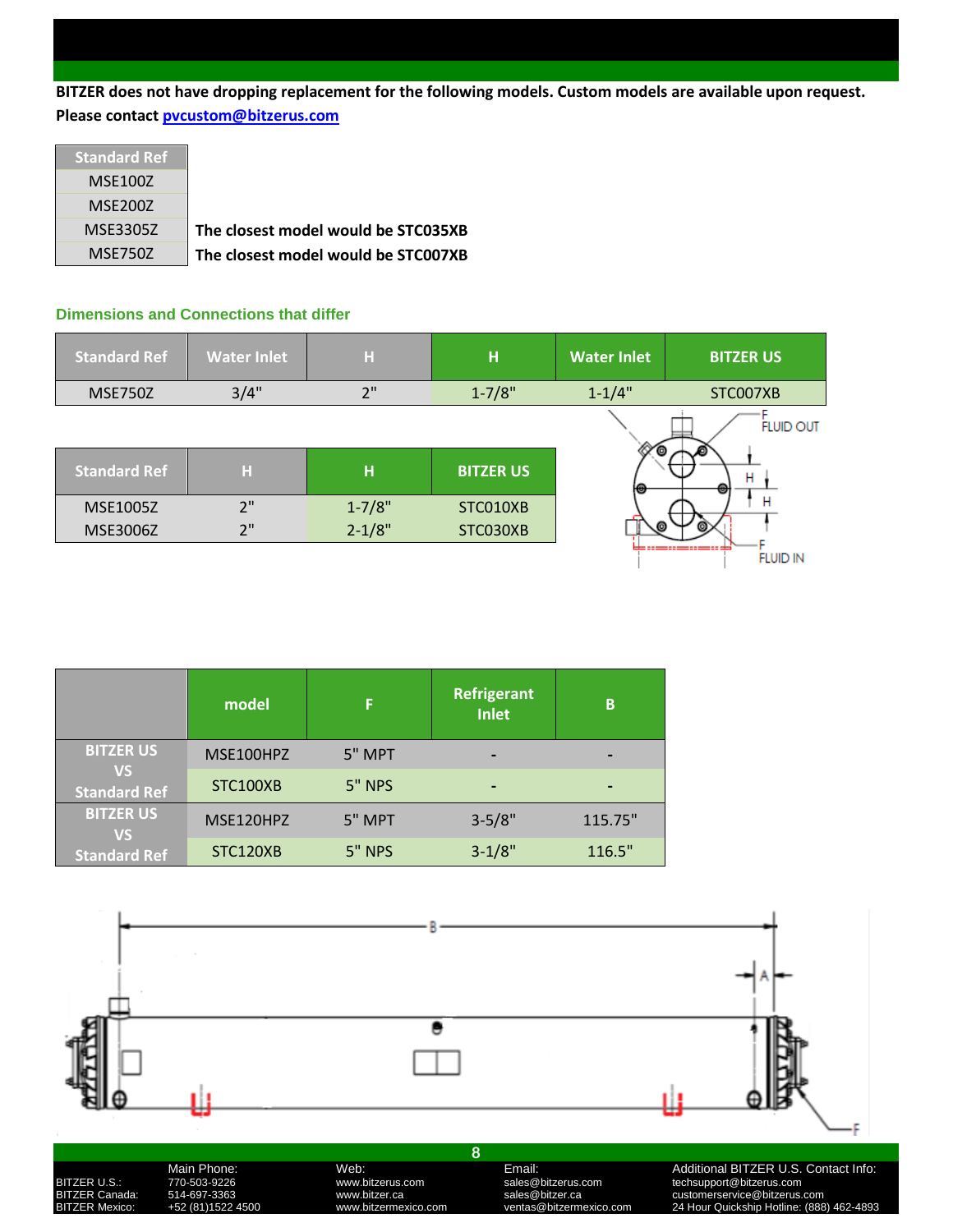**BITZER does not have dropping replacement for the following models. Custom models are available upon request. Please contact pvcustom@bitzerus.com**

| Standard Ref | |
|---|---|
| MSE100Z | |
| MSE200Z | |
| MSE3305Z | **The closest model would be STC035XB** |
| MSE750Z | **The closest model would be STC007XB** |

### Dimensions and Connections that differ

| Standard Ref | Water Inlet | H | H | Water Inlet | BITZER US |
|---|---|---|---|---|---|
| MSE750Z | 3/4" | 2" | 1-7/8" | 1-1/4" | STC007XB |

| Standard Ref | H | H | BITZER US |
|---|---|---|---|
| MSE1005Z | 2" | 1-7/8" | STC010XB |
| MSE3006Z | 2" | 2-1/8" | STC030XB |

F FLUID OUT

H

H

F FLUID IN

| | model | F | Refrigerant Inlet | B |
|---|---|---|---|---|
| BITZER US VS Standard Ref | MSE100HPZ | 5" MPT | - | - |
| | STC100XB | 5" NPS | - | - |
| BITZER US VS Standard Ref | MSE120HPZ | 5" MPT | 3-5/8" | 115.75" |
| | STC120XB | 5" NPS | 3-1/8" | 116.5" |

B

A

F

| | Main Phone: | Web: | Email: | Additional BITZER U.S. Contact Info: |
|---|---|---|---|---|
| BITZER U.S.: | 770-503-9226 | www.bitzerus.com | sales@bitzerus.com | techsupport@bitzerus.com |
| BITZER Canada: | 514-697-3363 | www.bitzer.ca | sales@bitzer.ca | customerservice@bitzerus.com |
| BITZER Mexico: | +52 (81)1522 4500 | www.bitzermexico.com | ventas@bitzermexico.com | 24 Hour Quickship Hotline: (888) 462-4893 |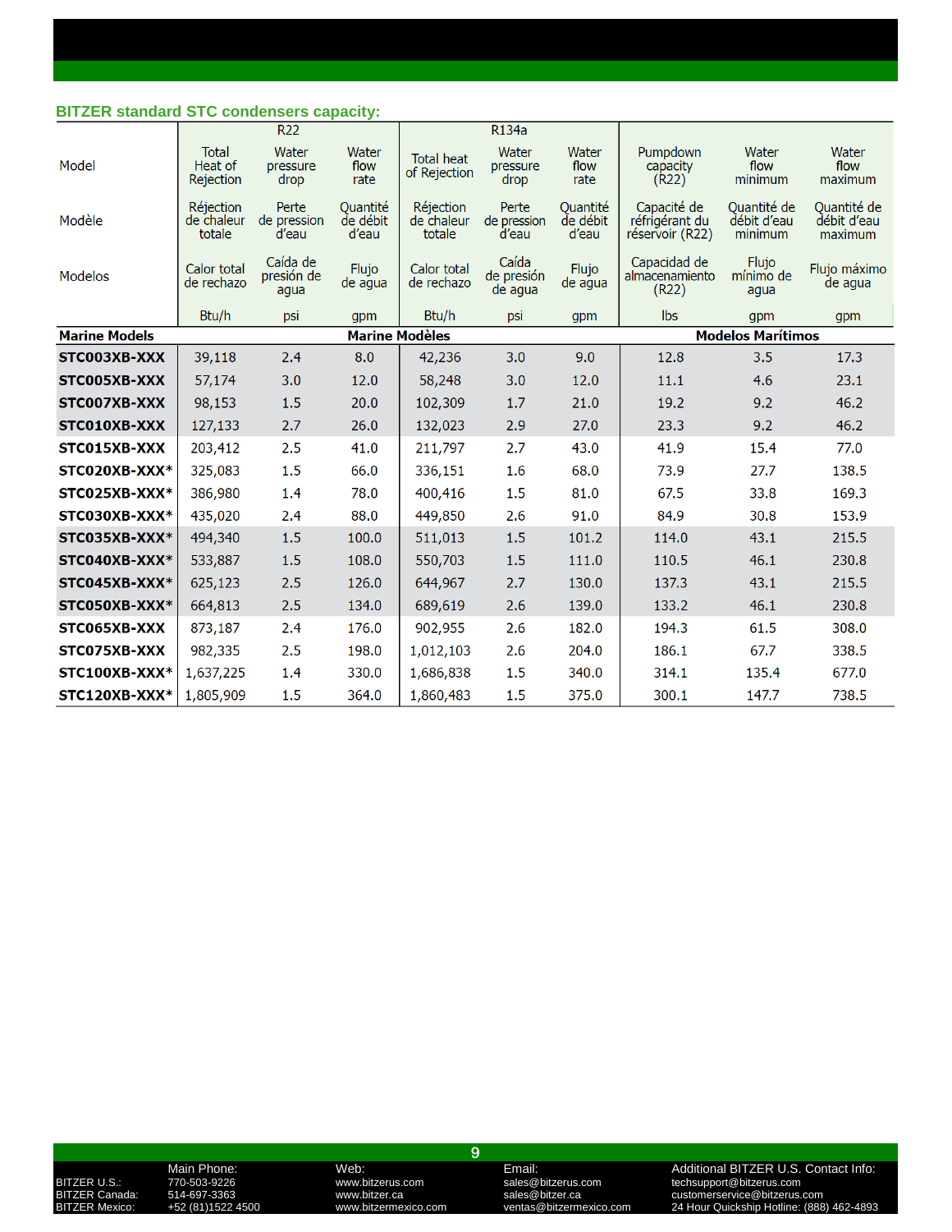## BITZER standard STC condensers capacity:

| Model / Modèle / Modelos | R22 | | | R134a | | | | | |
|---|---|---|---|---|---|---|---|---|---|
| | Total Heat of Rejection / Réjection de chaleur totale / Calor total de rechazo | Water pressure drop / Perte de pression d'eau / Caída de presión de agua | Water flow rate / Quantité de débit d'eau / Flujo de agua | Total heat of Rejection / Réjection de chaleur totale / Calor total de rechazo | Water pressure drop / Perte de pression d'eau / Caída de presión de agua | Water flow rate / Quantité de débit d'eau / Flujo de agua | Pumpdown capacity (R22) / Capacité de réfrigérant du réservoir (R22) / Capacidad de almacenamiento (R22) | Water flow minimum / Quantité de débit d'eau minimum / Flujo mínimo de agua | Water flow maximum / Quantité de débit d'eau maximum / Flujo máximo de agua |
| | Btu/h | psi | gpm | Btu/h | psi | gpm | lbs | gpm | gpm |
| **Marine Models** | | | | **Marine Modèles** | | | | **Modelos Marítimos** | |
| **STC003XB-XXX** | 39,118 | 2.4 | 8.0 | 42,236 | 3.0 | 9.0 | 12.8 | 3.5 | 17.3 |
| **STC005XB-XXX** | 57,174 | 3.0 | 12.0 | 58,248 | 3.0 | 12.0 | 11.1 | 4.6 | 23.1 |
| **STC007XB-XXX** | 98,153 | 1.5 | 20.0 | 102,309 | 1.7 | 21.0 | 19.2 | 9.2 | 46.2 |
| **STC010XB-XXX** | 127,133 | 2.7 | 26.0 | 132,023 | 2.9 | 27.0 | 23.3 | 9.2 | 46.2 |
| **STC015XB-XXX** | 203,412 | 2.5 | 41.0 | 211,797 | 2.7 | 43.0 | 41.9 | 15.4 | 77.0 |
| **STC020XB-XXX*** | 325,083 | 1.5 | 66.0 | 336,151 | 1.6 | 68.0 | 73.9 | 27.7 | 138.5 |
| **STC025XB-XXX*** | 386,980 | 1.4 | 78.0 | 400,416 | 1.5 | 81.0 | 67.5 | 33.8 | 169.3 |
| **STC030XB-XXX*** | 435,020 | 2.4 | 88.0 | 449,850 | 2.6 | 91.0 | 84.9 | 30.8 | 153.9 |
| **STC035XB-XXX*** | 494,340 | 1.5 | 100.0 | 511,013 | 1.5 | 101.2 | 114.0 | 43.1 | 215.5 |
| **STC040XB-XXX*** | 533,887 | 1.5 | 108.0 | 550,703 | 1.5 | 111.0 | 110.5 | 46.1 | 230.8 |
| **STC045XB-XXX*** | 625,123 | 2.5 | 126.0 | 644,967 | 2.7 | 130.0 | 137.3 | 43.1 | 215.5 |
| **STC050XB-XXX*** | 664,813 | 2.5 | 134.0 | 689,619 | 2.6 | 139.0 | 133.2 | 46.1 | 230.8 |
| **STC065XB-XXX** | 873,187 | 2.4 | 176.0 | 902,955 | 2.6 | 182.0 | 194.3 | 61.5 | 308.0 |
| **STC075XB-XXX** | 982,335 | 2.5 | 198.0 | 1,012,103 | 2.6 | 204.0 | 186.1 | 67.7 | 338.5 |
| **STC100XB-XXX*** | 1,637,225 | 1.4 | 330.0 | 1,686,838 | 1.5 | 340.0 | 314.1 | 135.4 | 677.0 |
| **STC120XB-XXX*** | 1,805,909 | 1.5 | 364.0 | 1,860,483 | 1.5 | 375.0 | 300.1 | 147.7 | 738.5 |

| | Main Phone: | Web: | Email: | Additional BITZER U.S. Contact Info: |
|---|---|---|---|---|
| BITZER U.S.: | 770-503-9226 | www.bitzerus.com | sales@bitzerus.com | techsupport@bitzerus.com |
| BITZER Canada: | 514-697-3363 | www.bitzer.ca | sales@bitzer.ca | customerservice@bitzerus.com |
| BITZER Mexico: | +52 (81)1522 4500 | www.bitzermexico.com | ventas@bitzermexico.com | 24 Hour Quickship Hotline: (888) 462-4893 |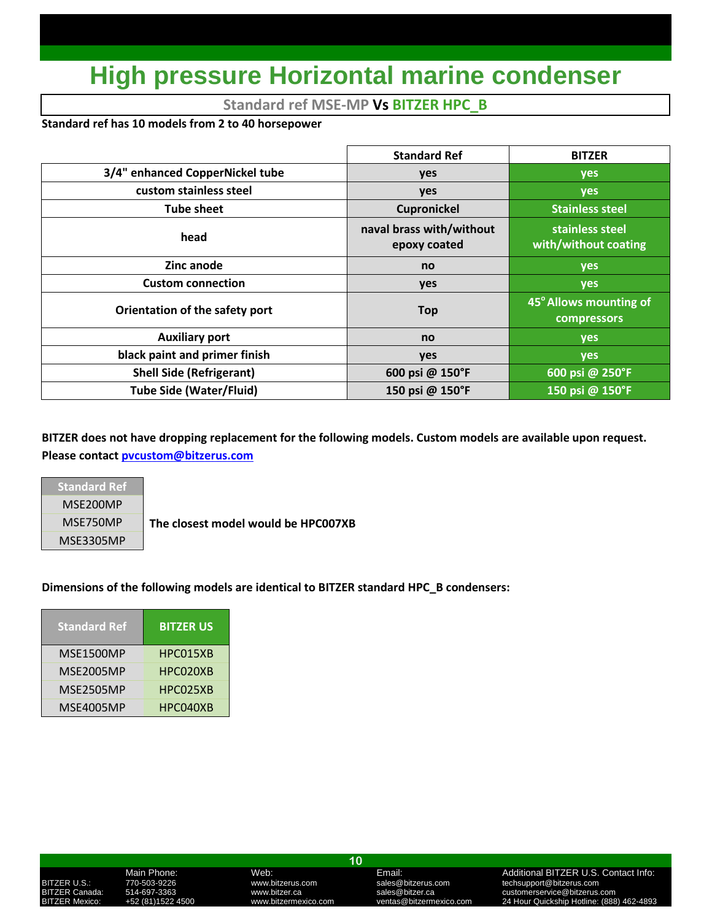# High pressure Horizontal marine condenser

**Standard ref MSE-MP Vs BITZER HPC_B**

**Standard ref has 10 models from 2 to 40 horsepower**

| | Standard Ref | BITZER |
|---|---|---|
| 3/4" enhanced CopperNickel tube | yes | yes |
| custom stainless steel | yes | yes |
| Tube sheet | Cupronickel | Stainless steel |
| head | naval brass with/without epoxy coated | stainless steel with/without coating |
| Zinc anode | no | yes |
| Custom connection | yes | yes |
| Orientation of the safety port | Top | 45° Allows mounting of compressors |
| Auxiliary port | no | yes |
| black paint and primer finish | yes | yes |
| Shell Side (Refrigerant) | 600 psi @ 150°F | 600 psi @ 250°F |
| Tube Side (Water/Fluid) | 150 psi @ 150°F | 150 psi @ 150°F |

**BITZER does not have dropping replacement for the following models. Custom models are available upon request. Please contact [pvcustom@bitzerus.com](mailto:pvcustom@bitzerus.com)**

| Standard Ref |
|---|
| MSE200MP |
| MSE750MP |
| MSE3305MP |

**The closest model would be HPC007XB**

**Dimensions of the following models are identical to BITZER standard HPC_B condensers:**

| Standard Ref | BITZER US |
|---|---|
| MSE1500MP | HPC015XB |
| MSE2005MP | HPC020XB |
| MSE2505MP | HPC025XB |
| MSE4005MP | HPC040XB |

| | Main Phone: | Web: | Email: | Additional BITZER U.S. Contact Info: |
|---|---|---|---|---|
| BITZER U.S.: | 770-503-9226 | www.bitzerus.com | sales@bitzerus.com | techsupport@bitzerus.com |
| BITZER Canada: | 514-697-3363 | www.bitzer.ca | sales@bitzer.ca | customerservice@bitzerus.com |
| BITZER Mexico: | +52 (81)1522 4500 | www.bitzermexico.com | ventas@bitzermexico.com | 24 Hour Quickship Hotline: (888) 462-4893 |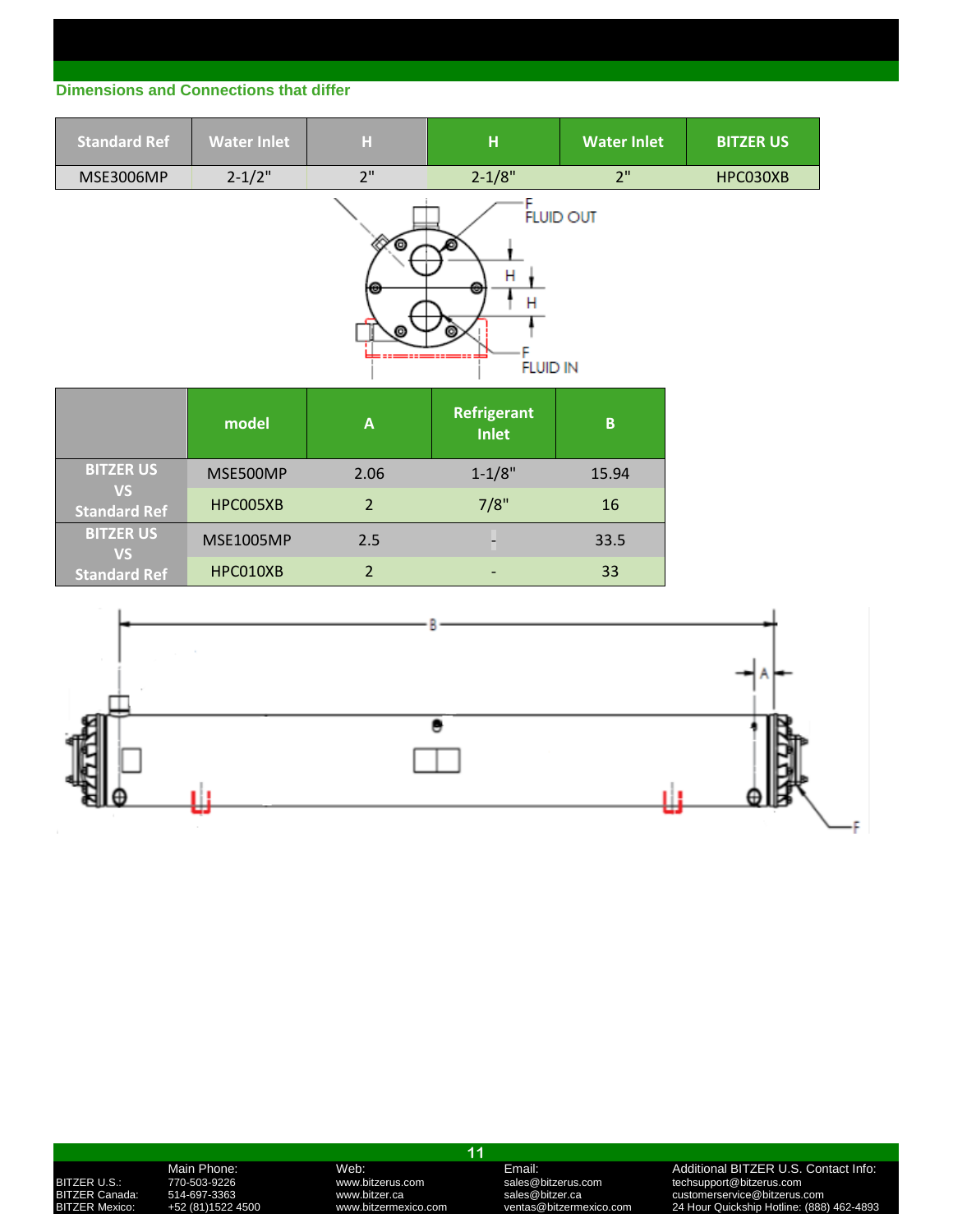**Dimensions and Connections that differ**

| Standard Ref | Water Inlet | H | H | Water Inlet | BITZER US |
| --- | --- | --- | --- | --- | --- |
| MSE3006MP | 2-1/2" | 2" | 2-1/8" | 2" | HPC030XB |

F
FLUID OUT
H
H
F
FLUID IN

| | model | A | Refrigerant Inlet | B |
| --- | --- | --- | --- | --- |
| BITZER US VS Standard Ref | MSE500MP | 2.06 | 1-1/8" | 15.94 |
| | HPC005XB | 2 | 7/8" | 16 |
| BITZER US VS Standard Ref | MSE1005MP | 2.5 | - | 33.5 |
| | HPC010XB | 2 | - | 33 |

B
A
F